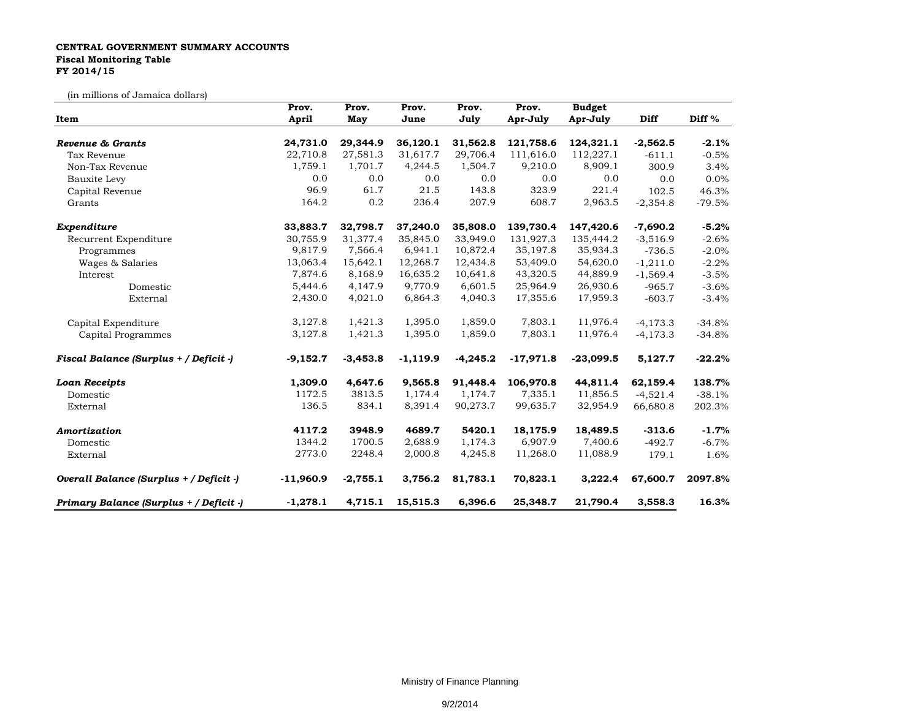**CENTRAL GOVERNMENT SUMMARY ACCOUNTS**
**Fiscal Monitoring Table**
**FY 2014/15**

(in millions of Jamaica dollars)

| Item | Prov. April | Prov. May | Prov. June | Prov. July | Prov. Apr-July | Budget Apr-July | Diff | Diff % |
|---|---|---|---|---|---|---|---|---|
| ***Revenue & Grants*** | **24,731.0** | **29,344.9** | **36,120.1** | **31,562.8** | **121,758.6** | **124,321.1** | **-2,562.5** | **-2.1%** |
| Tax Revenue | 22,710.8 | 27,581.3 | 31,617.7 | 29,706.4 | 111,616.0 | 112,227.1 | -611.1 | -0.5% |
| Non-Tax Revenue | 1,759.1 | 1,701.7 | 4,244.5 | 1,504.7 | 9,210.0 | 8,909.1 | 300.9 | 3.4% |
| Bauxite Levy | 0.0 | 0.0 | 0.0 | 0.0 | 0.0 | 0.0 | 0.0 | 0.0% |
| Capital Revenue | 96.9 | 61.7 | 21.5 | 143.8 | 323.9 | 221.4 | 102.5 | 46.3% |
| Grants | 164.2 | 0.2 | 236.4 | 207.9 | 608.7 | 2,963.5 | -2,354.8 | -79.5% |
| ***Expenditure*** | **33,883.7** | **32,798.7** | **37,240.0** | **35,808.0** | **139,730.4** | **147,420.6** | **-7,690.2** | **-5.2%** |
| Recurrent Expenditure | 30,755.9 | 31,377.4 | 35,845.0 | 33,949.0 | 131,927.3 | 135,444.2 | -3,516.9 | -2.6% |
| Programmes | 9,817.9 | 7,566.4 | 6,941.1 | 10,872.4 | 35,197.8 | 35,934.3 | -736.5 | -2.0% |
| Wages & Salaries | 13,063.4 | 15,642.1 | 12,268.7 | 12,434.8 | 53,409.0 | 54,620.0 | -1,211.0 | -2.2% |
| Interest | 7,874.6 | 8,168.9 | 16,635.2 | 10,641.8 | 43,320.5 | 44,889.9 | -1,569.4 | -3.5% |
| Domestic | 5,444.6 | 4,147.9 | 9,770.9 | 6,601.5 | 25,964.9 | 26,930.6 | -965.7 | -3.6% |
| External | 2,430.0 | 4,021.0 | 6,864.3 | 4,040.3 | 17,355.6 | 17,959.3 | -603.7 | -3.4% |
| Capital Expenditure | 3,127.8 | 1,421.3 | 1,395.0 | 1,859.0 | 7,803.1 | 11,976.4 | -4,173.3 | -34.8% |
| Capital Programmes | 3,127.8 | 1,421.3 | 1,395.0 | 1,859.0 | 7,803.1 | 11,976.4 | -4,173.3 | -34.8% |
| ***Fiscal Balance (Surplus + / Deficit -)*** | **-9,152.7** | **-3,453.8** | **-1,119.9** | **-4,245.2** | **-17,971.8** | **-23,099.5** | **5,127.7** | **-22.2%** |
| ***Loan Receipts*** | **1,309.0** | **4,647.6** | **9,565.8** | **91,448.4** | **106,970.8** | **44,811.4** | **62,159.4** | **138.7%** |
| Domestic | 1172.5 | 3813.5 | 1,174.4 | 1,174.7 | 7,335.1 | 11,856.5 | -4,521.4 | -38.1% |
| External | 136.5 | 834.1 | 8,391.4 | 90,273.7 | 99,635.7 | 32,954.9 | 66,680.8 | 202.3% |
| ***Amortization*** | **4117.2** | **3948.9** | **4689.7** | **5420.1** | **18,175.9** | **18,489.5** | **-313.6** | **-1.7%** |
| Domestic | 1344.2 | 1700.5 | 2,688.9 | 1,174.3 | 6,907.9 | 7,400.6 | -492.7 | -6.7% |
| External | 2773.0 | 2248.4 | 2,000.8 | 4,245.8 | 11,268.0 | 11,088.9 | 179.1 | 1.6% |
| ***Overall Balance (Surplus + / Deficit -)*** | **-11,960.9** | **-2,755.1** | **3,756.2** | **81,783.1** | **70,823.1** | **3,222.4** | **67,600.7** | **2097.8%** |
| ***Primary Balance (Surplus + / Deficit -)*** | **-1,278.1** | **4,715.1** | **15,515.3** | **6,396.6** | **25,348.7** | **21,790.4** | **3,558.3** | **16.3%** |

Ministry of Finance Planning

9/2/2014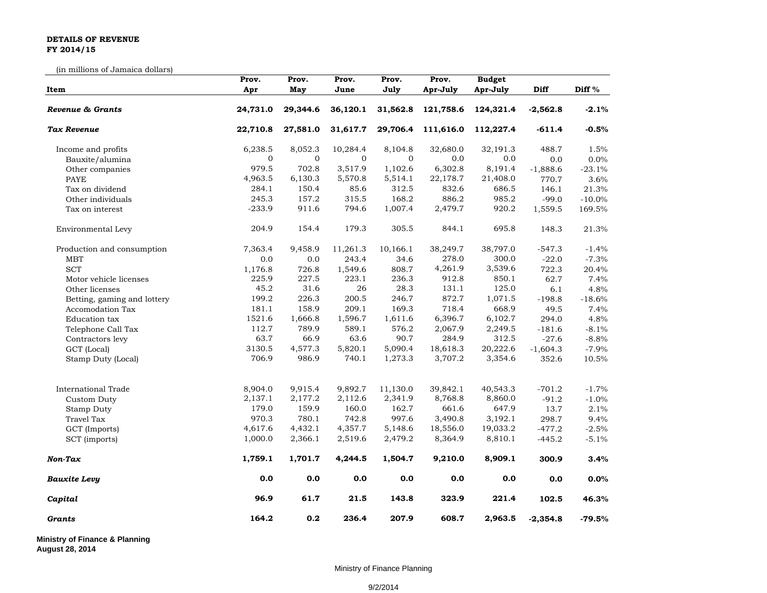**DETAILS OF REVENUE**
**FY 2014/15**

(in millions of Jamaica dollars)

| Item | Prov. Apr | Prov. May | Prov. June | Prov. July | Prov. Apr-July | Budget Apr-July | Diff | Diff % |
|---|---|---|---|---|---|---|---|---|
| ***Revenue & Grants*** | **24,731.0** | **29,344.6** | **36,120.1** | **31,562.8** | **121,758.6** | **124,321.4** | **-2,562.8** | **-2.1%** |
| ***Tax Revenue*** | **22,710.8** | **27,581.0** | **31,617.7** | **29,706.4** | **111,616.0** | **112,227.4** | **-611.4** | **-0.5%** |
| Income and profits | 6,238.5 | 8,052.3 | 10,284.4 | 8,104.8 | 32,680.0 | 32,191.3 | 488.7 | 1.5% |
| Bauxite/alumina | 0 | 0 | 0 | 0 | 0.0 | 0.0 | 0.0 | 0.0% |
| Other companies | 979.5 | 702.8 | 3,517.9 | 1,102.6 | 6,302.8 | 8,191.4 | -1,888.6 | -23.1% |
| PAYE | 4,963.5 | 6,130.3 | 5,570.8 | 5,514.1 | 22,178.7 | 21,408.0 | 770.7 | 3.6% |
| Tax on dividend | 284.1 | 150.4 | 85.6 | 312.5 | 832.6 | 686.5 | 146.1 | 21.3% |
| Other individuals | 245.3 | 157.2 | 315.5 | 168.2 | 886.2 | 985.2 | -99.0 | -10.0% |
| Tax on interest | -233.9 | 911.6 | 794.6 | 1,007.4 | 2,479.7 | 920.2 | 1,559.5 | 169.5% |
| Environmental Levy | 204.9 | 154.4 | 179.3 | 305.5 | 844.1 | 695.8 | 148.3 | 21.3% |
| Production and consumption | 7,363.4 | 9,458.9 | 11,261.3 | 10,166.1 | 38,249.7 | 38,797.0 | -547.3 | -1.4% |
| MBT | 0.0 | 0.0 | 243.4 | 34.6 | 278.0 | 300.0 | -22.0 | -7.3% |
| SCT | 1,176.8 | 726.8 | 1,549.6 | 808.7 | 4,261.9 | 3,539.6 | 722.3 | 20.4% |
| Motor vehicle licenses | 225.9 | 227.5 | 223.1 | 236.3 | 912.8 | 850.1 | 62.7 | 7.4% |
| Other licenses | 45.2 | 31.6 | 26 | 28.3 | 131.1 | 125.0 | 6.1 | 4.8% |
| Betting, gaming and lottery | 199.2 | 226.3 | 200.5 | 246.7 | 872.7 | 1,071.5 | -198.8 | -18.6% |
| Accomodation Tax | 181.1 | 158.9 | 209.1 | 169.3 | 718.4 | 668.9 | 49.5 | 7.4% |
| Education tax | 1521.6 | 1,666.8 | 1,596.7 | 1,611.6 | 6,396.7 | 6,102.7 | 294.0 | 4.8% |
| Telephone Call Tax | 112.7 | 789.9 | 589.1 | 576.2 | 2,067.9 | 2,249.5 | -181.6 | -8.1% |
| Contractors levy | 63.7 | 66.9 | 63.6 | 90.7 | 284.9 | 312.5 | -27.6 | -8.8% |
| GCT (Local) | 3130.5 | 4,577.3 | 5,820.1 | 5,090.4 | 18,618.3 | 20,222.6 | -1,604.3 | -7.9% |
| Stamp Duty (Local) | 706.9 | 986.9 | 740.1 | 1,273.3 | 3,707.2 | 3,354.6 | 352.6 | 10.5% |
| International Trade | 8,904.0 | 9,915.4 | 9,892.7 | 11,130.0 | 39,842.1 | 40,543.3 | -701.2 | -1.7% |
| Custom Duty | 2,137.1 | 2,177.2 | 2,112.6 | 2,341.9 | 8,768.8 | 8,860.0 | -91.2 | -1.0% |
| Stamp Duty | 179.0 | 159.9 | 160.0 | 162.7 | 661.6 | 647.9 | 13.7 | 2.1% |
| Travel Tax | 970.3 | 780.1 | 742.8 | 997.6 | 3,490.8 | 3,192.1 | 298.7 | 9.4% |
| GCT (Imports) | 4,617.6 | 4,432.1 | 4,357.7 | 5,148.6 | 18,556.0 | 19,033.2 | -477.2 | -2.5% |
| SCT (imports) | 1,000.0 | 2,366.1 | 2,519.6 | 2,479.2 | 8,364.9 | 8,810.1 | -445.2 | -5.1% |
| ***Non-Tax*** | **1,759.1** | **1,701.7** | **4,244.5** | **1,504.7** | **9,210.0** | **8,909.1** | **300.9** | **3.4%** |
| ***Bauxite Levy*** | **0.0** | **0.0** | **0.0** | **0.0** | **0.0** | **0.0** | **0.0** | **0.0%** |
| ***Capital*** | **96.9** | **61.7** | **21.5** | **143.8** | **323.9** | **221.4** | **102.5** | **46.3%** |
| ***Grants*** | **164.2** | **0.2** | **236.4** | **207.9** | **608.7** | **2,963.5** | **-2,354.8** | **-79.5%** |

**Ministry of Finance & Planning**
**August 28, 2014**